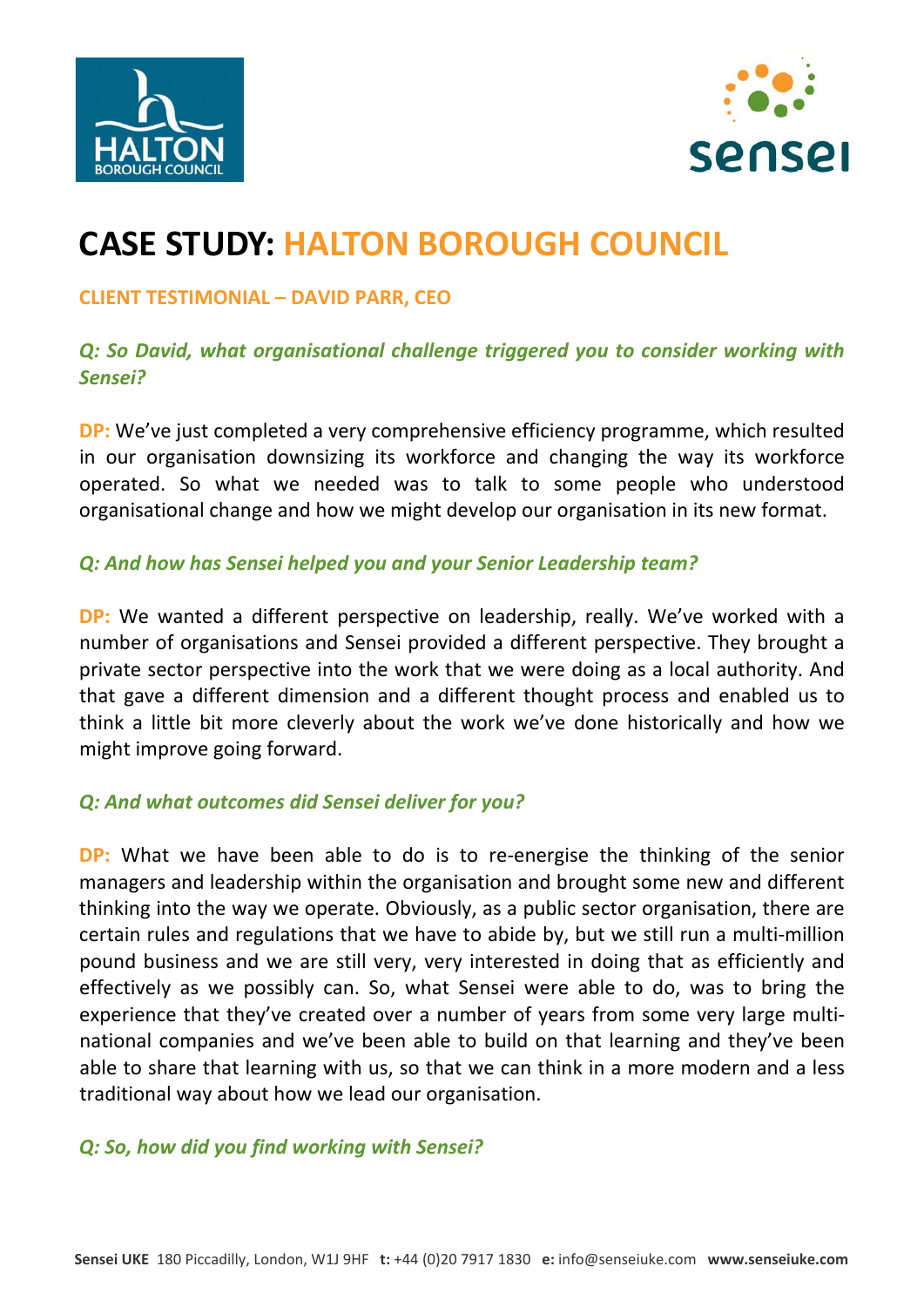# CASE STUDY: HALTON BOROUGH COUNCIL

**CLIENT TESTIMONIAL – DAVID PARR, CEO**

***Q: So David, what organisational challenge triggered you to consider working with Sensei?***

**DP:** We've just completed a very comprehensive efficiency programme, which resulted in our organisation downsizing its workforce and changing the way its workforce operated. So what we needed was to talk to some people who understood organisational change and how we might develop our organisation in its new format.

***Q: And how has Sensei helped you and your Senior Leadership team?***

**DP:** We wanted a different perspective on leadership, really. We've worked with a number of organisations and Sensei provided a different perspective. They brought a private sector perspective into the work that we were doing as a local authority. And that gave a different dimension and a different thought process and enabled us to think a little bit more cleverly about the work we've done historically and how we might improve going forward.

***Q: And what outcomes did Sensei deliver for you?***

**DP:** What we have been able to do is to re-energise the thinking of the senior managers and leadership within the organisation and brought some new and different thinking into the way we operate. Obviously, as a public sector organisation, there are certain rules and regulations that we have to abide by, but we still run a multi-million pound business and we are still very, very interested in doing that as efficiently and effectively as we possibly can. So, what Sensei were able to do, was to bring the experience that they've created over a number of years from some very large multi-national companies and we've been able to build on that learning and they've been able to share that learning with us, so that we can think in a more modern and a less traditional way about how we lead our organisation.

***Q: So, how did you find working with Sensei?***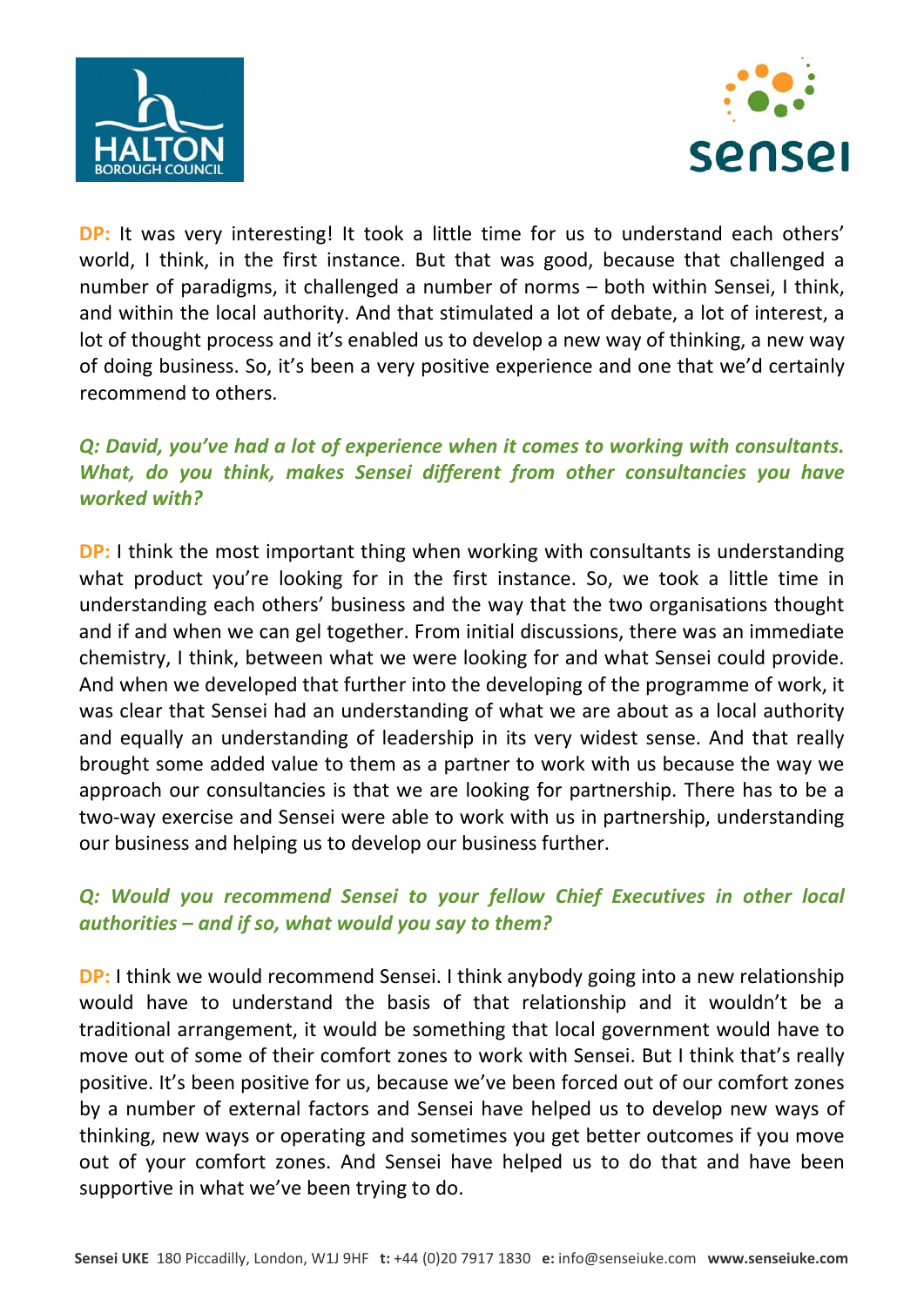**DP:** It was very interesting! It took a little time for us to understand each others' world, I think, in the first instance. But that was good, because that challenged a number of paradigms, it challenged a number of norms – both within Sensei, I think, and within the local authority. And that stimulated a lot of debate, a lot of interest, a lot of thought process and it's enabled us to develop a new way of thinking, a new way of doing business. So, it's been a very positive experience and one that we'd certainly recommend to others.

***Q: David, you've had a lot of experience when it comes to working with consultants. What, do you think, makes Sensei different from other consultancies you have worked with?***

**DP:** I think the most important thing when working with consultants is understanding what product you're looking for in the first instance. So, we took a little time in understanding each others' business and the way that the two organisations thought and if and when we can gel together. From initial discussions, there was an immediate chemistry, I think, between what we were looking for and what Sensei could provide. And when we developed that further into the developing of the programme of work, it was clear that Sensei had an understanding of what we are about as a local authority and equally an understanding of leadership in its very widest sense. And that really brought some added value to them as a partner to work with us because the way we approach our consultancies is that we are looking for partnership. There has to be a two-way exercise and Sensei were able to work with us in partnership, understanding our business and helping us to develop our business further.

***Q: Would you recommend Sensei to your fellow Chief Executives in other local authorities – and if so, what would you say to them?***

**DP:** I think we would recommend Sensei. I think anybody going into a new relationship would have to understand the basis of that relationship and it wouldn't be a traditional arrangement, it would be something that local government would have to move out of some of their comfort zones to work with Sensei. But I think that's really positive. It's been positive for us, because we've been forced out of our comfort zones by a number of external factors and Sensei have helped us to develop new ways of thinking, new ways or operating and sometimes you get better outcomes if you move out of your comfort zones. And Sensei have helped us to do that and have been supportive in what we've been trying to do.